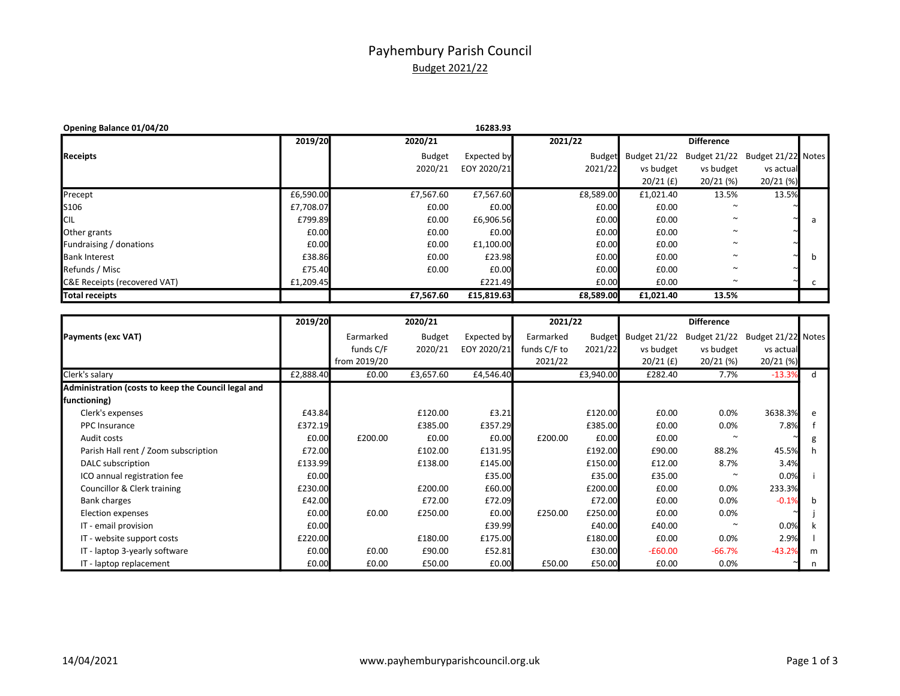# Payhembury Parish Council

## Budget 2021/22

**Opening Balance 01/04/20** 16283.93

| Receipts | 2019/20 | 2020/21 Budget 2020/21 | 2020/21 Expected by EOY 2020/21 | 2021/22 Budget 2021/22 | Difference: Budget 21/22 vs budget 20/21 (£) | Difference: Budget 21/22 vs budget 20/21 (%) | Difference: Budget 21/22 vs actual 20/21 (%) | Notes |
|---|---|---|---|---|---|---|---|---|
| Precept | £6,590.00 | £7,567.60 | £7,567.60 | £8,589.00 | £1,021.40 | 13.5% | 13.5% | |
| S106 | £7,708.07 | £0.00 | £0.00 | £0.00 | £0.00 | ~ | ~ | |
| CIL | £799.89 | £0.00 | £6,906.56 | £0.00 | £0.00 | ~ | ~ | a |
| Other grants | £0.00 | £0.00 | £0.00 | £0.00 | £0.00 | ~ | ~ | |
| Fundraising / donations | £0.00 | £0.00 | £1,100.00 | £0.00 | £0.00 | ~ | ~ | |
| Bank Interest | £38.86 | £0.00 | £23.98 | £0.00 | £0.00 | ~ | ~ | b |
| Refunds / Misc | £75.40 | £0.00 | £0.00 | £0.00 | £0.00 | ~ | ~ | |
| C&E Receipts (recovered VAT) | £1,209.45 | | £221.49 | £0.00 | £0.00 | ~ | ~ | c |
| **Total receipts** | | **£7,567.60** | **£15,819.63** | **£8,589.00** | **£1,021.40** | **13.5%** | | |

| Payments (exc VAT) | 2019/20 | 2020/21 Earmarked funds C/F from 2019/20 | 2020/21 Budget 2020/21 | 2020/21 Expected by EOY 2020/21 | 2021/22 Earmarked funds C/F to 2021/22 | 2021/22 Budget 2021/22 | Difference: Budget 21/22 vs budget 20/21 (£) | Difference: Budget 21/22 vs budget 20/21 (%) | Difference: Budget 21/22 vs actual 20/21 (%) | Notes |
|---|---|---|---|---|---|---|---|---|---|---|
| Clerk's salary | £2,888.40 | £0.00 | £3,657.60 | £4,546.40 | | £3,940.00 | £282.40 | 7.7% | -13.3% | d |
| **Administration (costs to keep the Council legal and functioning)** | | | | | | | | | | |
| Clerk's expenses | £43.84 | | £120.00 | £3.21 | | £120.00 | £0.00 | 0.0% | 3638.3% | e |
| PPC Insurance | £372.19 | | £385.00 | £357.29 | | £385.00 | £0.00 | 0.0% | 7.8% | f |
| Audit costs | £0.00 | £200.00 | £0.00 | £0.00 | £200.00 | £0.00 | £0.00 | ~ | ~ | g |
| Parish Hall rent / Zoom subscription | £72.00 | | £102.00 | £131.95 | | £192.00 | £90.00 | 88.2% | 45.5% | h |
| DALC subscription | £133.99 | | £138.00 | £145.00 | | £150.00 | £12.00 | 8.7% | 3.4% | |
| ICO annual registration fee | £0.00 | | | £35.00 | | £35.00 | £35.00 | ~ | 0.0% | i |
| Councillor & Clerk training | £230.00 | | £200.00 | £60.00 | | £200.00 | £0.00 | 0.0% | 233.3% | |
| Bank charges | £42.00 | | £72.00 | £72.09 | | £72.00 | £0.00 | 0.0% | -0.1% | b |
| Election expenses | £0.00 | £0.00 | £250.00 | £0.00 | £250.00 | £250.00 | £0.00 | 0.0% | ~ | j |
| IT - email provision | £0.00 | | | £39.99 | | £40.00 | £40.00 | ~ | 0.0% | k |
| IT - website support costs | £220.00 | | £180.00 | £175.00 | | £180.00 | £0.00 | 0.0% | 2.9% | l |
| IT - laptop 3-yearly software | £0.00 | £0.00 | £90.00 | £52.81 | | £30.00 | -£60.00 | -66.7% | -43.2% | m |
| IT - laptop replacement | £0.00 | £0.00 | £50.00 | £0.00 | £50.00 | £50.00 | £0.00 | 0.0% | ~ | n |

14/04/2021 www.payhemburyparishcouncil.org.uk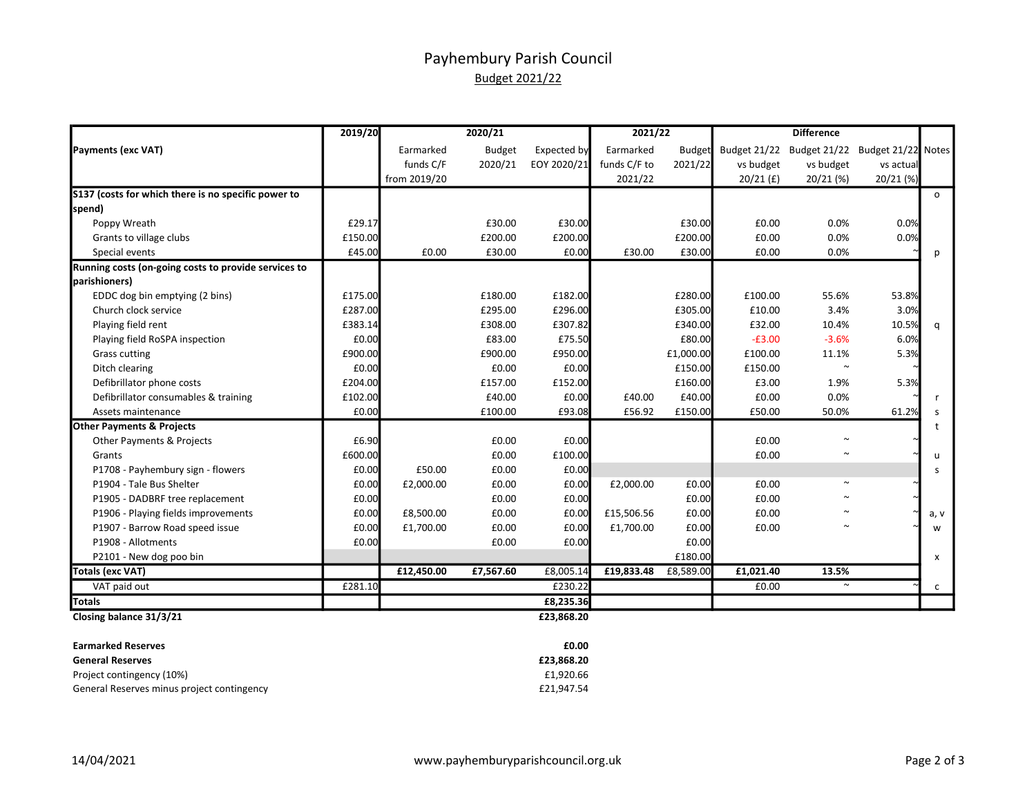# Payhembury Parish Council

## Budget 2021/22

| Payments (exc VAT) | 2019/20 | 2020/21 | | | 2021/22 | | Difference | | | Notes |
|---|---|---|---|---|---|---|---|---|---|---|
| | | Earmarked funds C/F from 2019/20 | Budget 2020/21 | Expected by EOY 2020/21 | Earmarked funds C/F to 2021/22 | Budget 2021/22 | Budget 21/22 vs budget 20/21 (£) | Budget 21/22 vs budget 20/21 (%) | Budget 21/22 vs actual 20/21 (%) | |
| **S137 (costs for which there is no specific power to spend)** | | | | | | | | | | o |
| Poppy Wreath | £29.17 | | £30.00 | £30.00 | | £30.00 | £0.00 | 0.0% | 0.0% | |
| Grants to village clubs | £150.00 | | £200.00 | £200.00 | | £200.00 | £0.00 | 0.0% | 0.0% | |
| Special events | £45.00 | £0.00 | £30.00 | £0.00 | £30.00 | £30.00 | £0.00 | 0.0% | ~ | p |
| **Running costs (on-going costs to provide services to parishioners)** | | | | | | | | | | |
| EDDC dog bin emptying (2 bins) | £175.00 | | £180.00 | £182.00 | | £280.00 | £100.00 | 55.6% | 53.8% | |
| Church clock service | £287.00 | | £295.00 | £296.00 | | £305.00 | £10.00 | 3.4% | 3.0% | |
| Playing field rent | £383.14 | | £308.00 | £307.82 | | £340.00 | £32.00 | 10.4% | 10.5% | q |
| Playing field RoSPA inspection | £0.00 | | £83.00 | £75.50 | | £80.00 | -£3.00 | -3.6% | 6.0% | |
| Grass cutting | £900.00 | | £900.00 | £950.00 | | £1,000.00 | £100.00 | 11.1% | 5.3% | |
| Ditch clearing | £0.00 | | £0.00 | £0.00 | | £150.00 | £150.00 | ~ | ~ | |
| Defibrillator phone costs | £204.00 | | £157.00 | £152.00 | | £160.00 | £3.00 | 1.9% | 5.3% | |
| Defibrillator consumables & training | £102.00 | | £40.00 | £0.00 | £40.00 | £40.00 | £0.00 | 0.0% | ~ | r |
| Assets maintenance | £0.00 | | £100.00 | £93.08 | £56.92 | £150.00 | £50.00 | 50.0% | 61.2% | s |
| **Other Payments & Projects** | | | | | | | | | | t |
| Other Payments & Projects | £6.90 | | £0.00 | £0.00 | | | £0.00 | ~ | ~ | |
| Grants | £600.00 | | £0.00 | £100.00 | | | £0.00 | ~ | ~ | u |
| P1708 - Payhembury sign - flowers | £0.00 | £50.00 | £0.00 | £0.00 | | | | | | s |
| P1904 - Tale Bus Shelter | £0.00 | £2,000.00 | £0.00 | £0.00 | £2,000.00 | £0.00 | £0.00 | ~ | ~ | |
| P1905 - DADBRF tree replacement | £0.00 | | £0.00 | £0.00 | | £0.00 | £0.00 | ~ | ~ | |
| P1906 - Playing fields improvements | £0.00 | £8,500.00 | £0.00 | £0.00 | £15,506.56 | £0.00 | £0.00 | ~ | ~ | a, v |
| P1907 - Barrow Road speed issue | £0.00 | £1,700.00 | £0.00 | £0.00 | £1,700.00 | £0.00 | £0.00 | ~ | ~ | w |
| P1908 - Allotments | £0.00 | | £0.00 | £0.00 | | £0.00 | | | | |
| P2101 - New dog poo bin | | | | | | £180.00 | | | | x |
| **Totals (exc VAT)** | | **£12,450.00** | **£7,567.60** | £8,005.14 | **£19,833.48** | £8,589.00 | **£1,021.40** | **13.5%** | | |
| VAT paid out | £281.10 | | | £230.22 | | | £0.00 | ~ | ~ | c |
| **Totals** | | | | **£8,235.36** | | | | | | |
| **Closing balance 31/3/21** | | | | **£23,868.20** | | | | | | |

| | |
|---|---|
| **Earmarked Reserves** | **£0.00** |
| **General Reserves** | **£23,868.20** |
| Project contingency (10%) | £1,920.66 |
| General Reserves minus project contingency | £21,947.54 |

14/04/2021

www.payhemburyparishcouncil.org.uk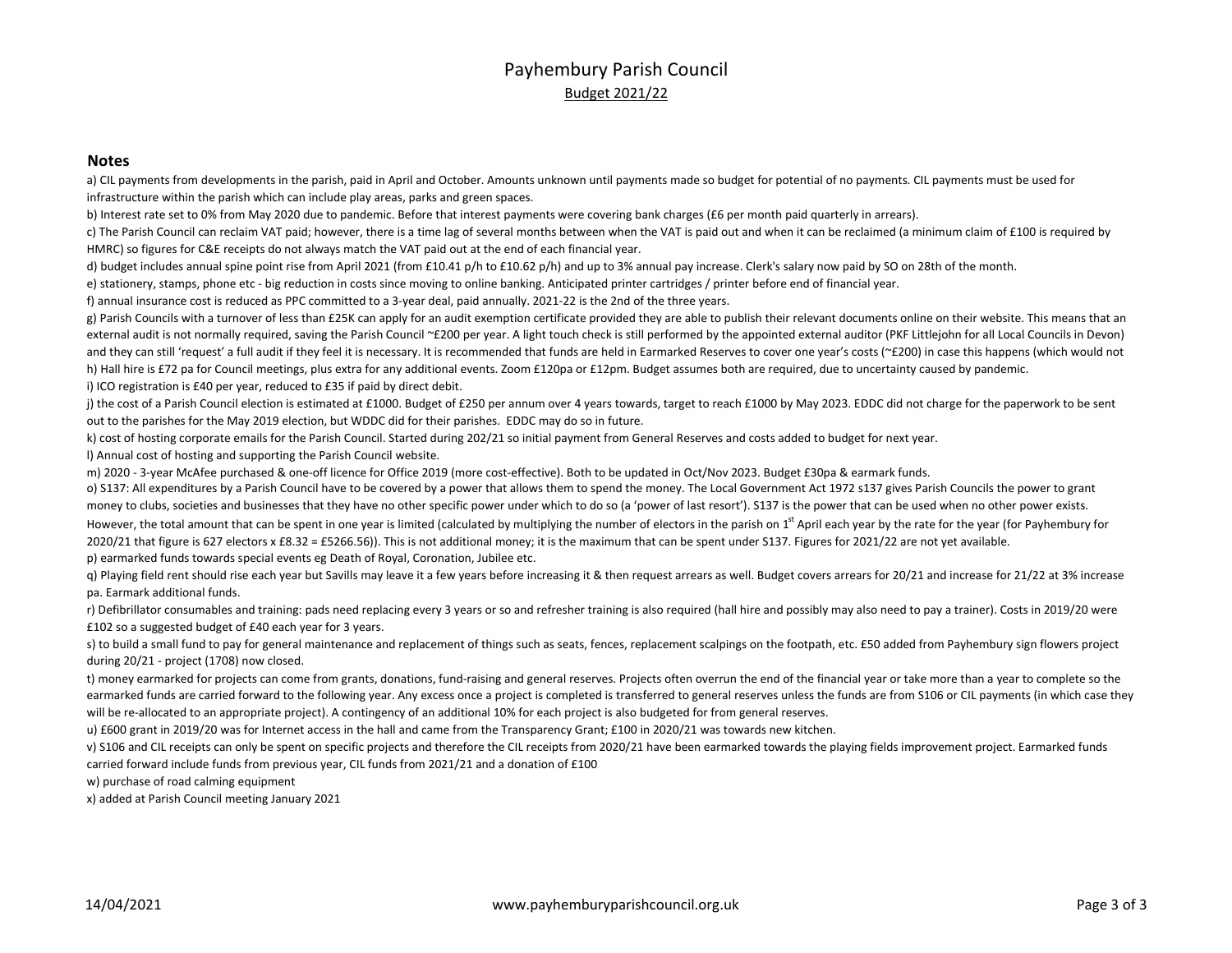# Payhembury Parish Council

Budget 2021/22

## Notes

a) CIL payments from developments in the parish, paid in April and October. Amounts unknown until payments made so budget for potential of no payments. CIL payments must be used for infrastructure within the parish which can include play areas, parks and green spaces.

b) Interest rate set to 0% from May 2020 due to pandemic. Before that interest payments were covering bank charges (£6 per month paid quarterly in arrears).

c) The Parish Council can reclaim VAT paid; however, there is a time lag of several months between when the VAT is paid out and when it can be reclaimed (a minimum claim of £100 is required by HMRC) so figures for C&E receipts do not always match the VAT paid out at the end of each financial year.

d) budget includes annual spine point rise from April 2021 (from £10.41 p/h to £10.62 p/h) and up to 3% annual pay increase. Clerk's salary now paid by SO on 28th of the month.

e) stationery, stamps, phone etc - big reduction in costs since moving to online banking. Anticipated printer cartridges / printer before end of financial year.

f) annual insurance cost is reduced as PPC committed to a 3-year deal, paid annually. 2021-22 is the 2nd of the three years.

g) Parish Councils with a turnover of less than £25K can apply for an audit exemption certificate provided they are able to publish their relevant documents online on their website. This means that an external audit is not normally required, saving the Parish Council ~£200 per year. A light touch check is still performed by the appointed external auditor (PKF Littlejohn for all Local Councils in Devon) and they can still 'request' a full audit if they feel it is necessary. It is recommended that funds are held in Earmarked Reserves to cover one year's costs (~£200) in case this happens (which would not

h) Hall hire is £72 pa for Council meetings, plus extra for any additional events. Zoom £120pa or £12pm. Budget assumes both are required, due to uncertainty caused by pandemic.

i) ICO registration is £40 per year, reduced to £35 if paid by direct debit.

j) the cost of a Parish Council election is estimated at £1000. Budget of £250 per annum over 4 years towards, target to reach £1000 by May 2023. EDDC did not charge for the paperwork to be sent out to the parishes for the May 2019 election, but WDDC did for their parishes. EDDC may do so in future.

k) cost of hosting corporate emails for the Parish Council. Started during 202/21 so initial payment from General Reserves and costs added to budget for next year.

l) Annual cost of hosting and supporting the Parish Council website.

m) 2020 - 3-year McAfee purchased & one-off licence for Office 2019 (more cost-effective). Both to be updated in Oct/Nov 2023. Budget £30pa & earmark funds.

o) S137: All expenditures by a Parish Council have to be covered by a power that allows them to spend the money. The Local Government Act 1972 s137 gives Parish Councils the power to grant money to clubs, societies and businesses that they have no other specific power under which to do so (a 'power of last resort'). S137 is the power that can be used when no other power exists. However, the total amount that can be spent in one year is limited (calculated by multiplying the number of electors in the parish on 1st April each year by the rate for the year (for Payhembury for 2020/21 that figure is 627 electors x £8.32 = £5266.56)). This is not additional money; it is the maximum that can be spent under S137. Figures for 2021/22 are not yet available.

p) earmarked funds towards special events eg Death of Royal, Coronation, Jubilee etc.

q) Playing field rent should rise each year but Savills may leave it a few years before increasing it & then request arrears as well. Budget covers arrears for 20/21 and increase for 21/22 at 3% increase pa. Earmark additional funds.

r) Defibrillator consumables and training: pads need replacing every 3 years or so and refresher training is also required (hall hire and possibly may also need to pay a trainer). Costs in 2019/20 were £102 so a suggested budget of £40 each year for 3 years.

s) to build a small fund to pay for general maintenance and replacement of things such as seats, fences, replacement scalpings on the footpath, etc. £50 added from Payhembury sign flowers project during 20/21 - project (1708) now closed.

t) money earmarked for projects can come from grants, donations, fund-raising and general reserves. Projects often overrun the end of the financial year or take more than a year to complete so the earmarked funds are carried forward to the following year. Any excess once a project is completed is transferred to general reserves unless the funds are from S106 or CIL payments (in which case they will be re-allocated to an appropriate project). A contingency of an additional 10% for each project is also budgeted for from general reserves.

u) £600 grant in 2019/20 was for Internet access in the hall and came from the Transparency Grant; £100 in 2020/21 was towards new kitchen.

v) S106 and CIL receipts can only be spent on specific projects and therefore the CIL receipts from 2020/21 have been earmarked towards the playing fields improvement project. Earmarked funds carried forward include funds from previous year, CIL funds from 2021/21 and a donation of £100

w) purchase of road calming equipment

x) added at Parish Council meeting January 2021